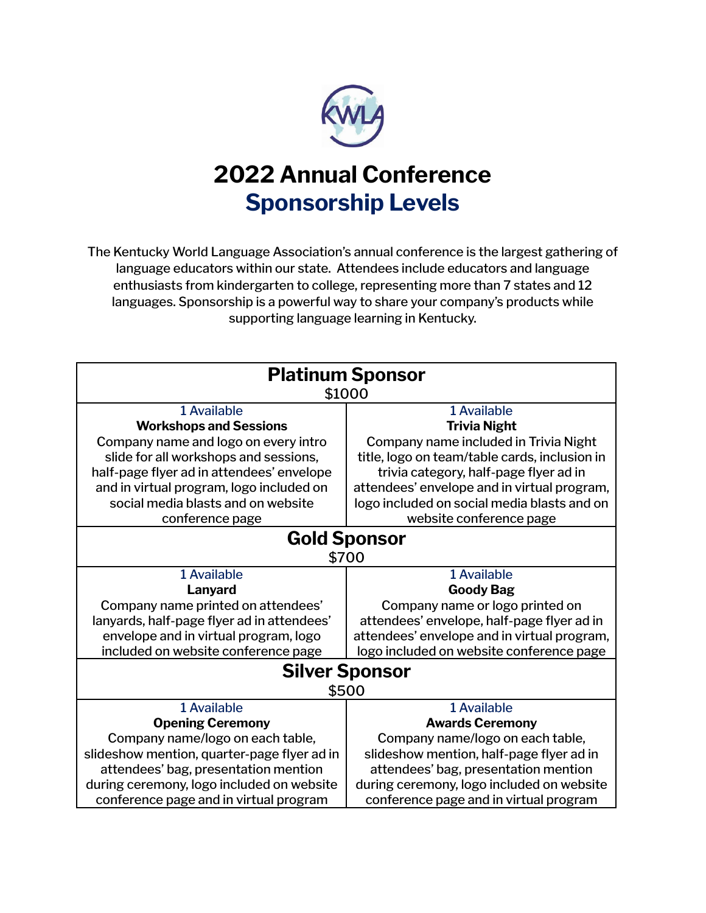# 2022 Annual Conference
## Sponsorship Levels

The Kentucky World Language Association's annual conference is the largest gathering of language educators within our state. Attendees include educators and language enthusiasts from kindergarten to college, representing more than 7 states and 12 languages. Sponsorship is a powerful way to share your company's products while supporting language learning in Kentucky.

| **Platinum Sponsor** $1000 | |
|---|---|
| 1 Available<br>**Workshops and Sessions**<br>Company name and logo on every intro slide for all workshops and sessions, half-page flyer ad in attendees' envelope and in virtual program, logo included on social media blasts and on website conference page | 1 Available<br>**Trivia Night**<br>Company name included in Trivia Night title, logo on team/table cards, inclusion in trivia category, half-page flyer ad in attendees' envelope and in virtual program, logo included on social media blasts and on website conference page |
| **Gold Sponsor** $700 | |
| 1 Available<br>**Lanyard**<br>Company name printed on attendees' lanyards, half-page flyer ad in attendees' envelope and in virtual program, logo included on website conference page | 1 Available<br>**Goody Bag**<br>Company name or logo printed on attendees' envelope, half-page flyer ad in attendees' envelope and in virtual program, logo included on website conference page |
| **Silver Sponsor** $500 | |
| 1 Available<br>**Opening Ceremony**<br>Company name/logo on each table, slideshow mention, quarter-page flyer ad in attendees' bag, presentation mention during ceremony, logo included on website conference page and in virtual program | 1 Available<br>**Awards Ceremony**<br>Company name/logo on each table, slideshow mention, half-page flyer ad in attendees' bag, presentation mention during ceremony, logo included on website conference page and in virtual program |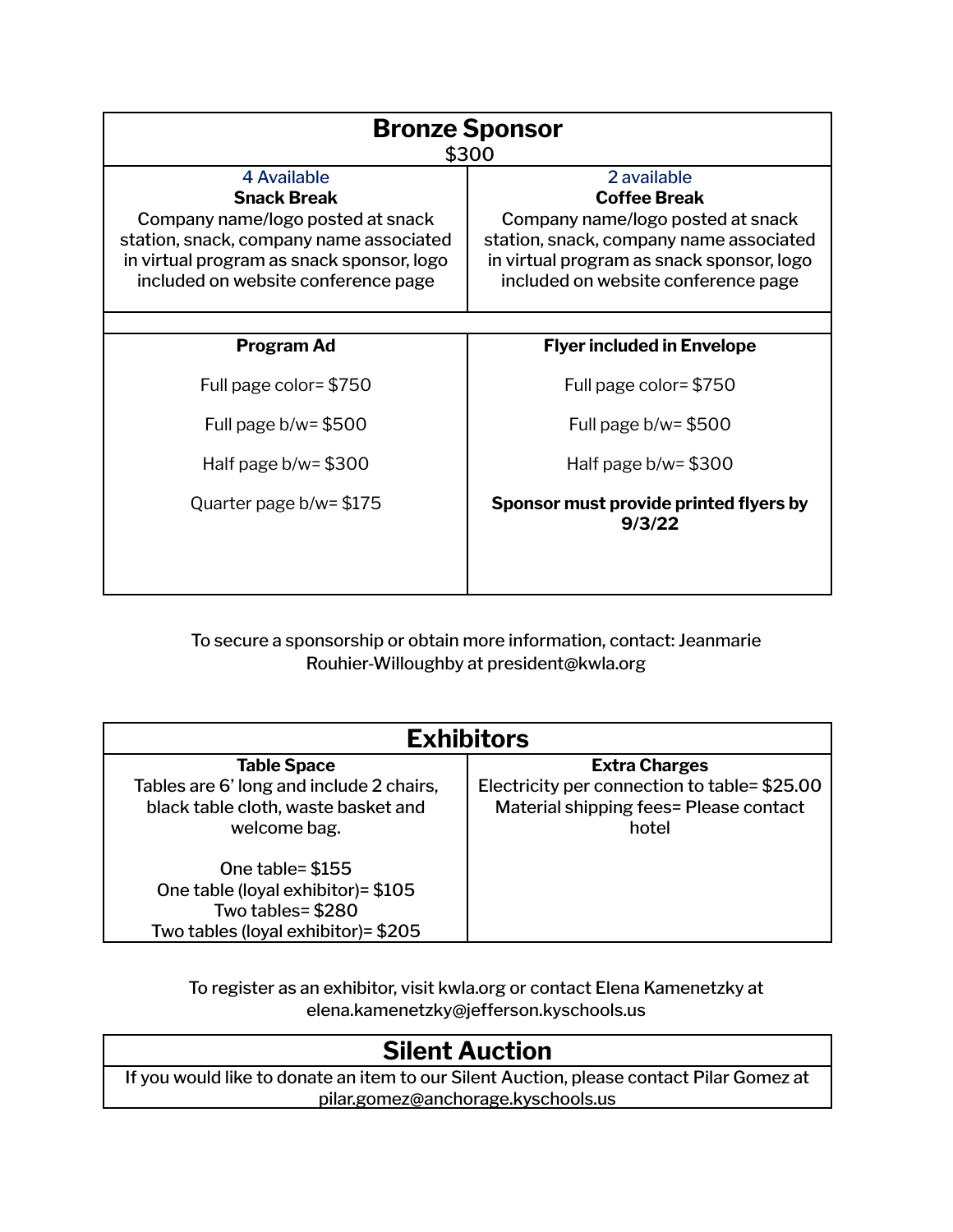| Bronze Sponsor $300 | |
| --- | --- |
| 4 Available **Snack Break** Company name/logo posted at snack station, snack, company name associated in virtual program as snack sponsor, logo included on website conference page | 2 available **Coffee Break** Company name/logo posted at snack station, snack, company name associated in virtual program as snack sponsor, logo included on website conference page |
| | |
| **Program Ad** | **Flyer included in Envelope** |
| Full page color= $750 | Full page color= $750 |
| Full page b/w= $500 | Full page b/w= $500 |
| Half page b/w= $300 | Half page b/w= $300 |
| Quarter page b/w= $175 | **Sponsor must provide printed flyers by 9/3/22** |

To secure a sponsorship or obtain more information, contact: Jeanmarie Rouhier-Willoughby at president@kwla.org

| Exhibitors | |
| --- | --- |
| **Table Space** | **Extra Charges** |
| Tables are 6' long and include 2 chairs, black table cloth, waste basket and welcome bag. | Electricity per connection to table= $25.00 |
| One table= $155 | Material shipping fees= Please contact hotel |
| One table (loyal exhibitor)= $105 | |
| Two tables= $280 | |
| Two tables (loyal exhibitor)= $205 | |

To register as an exhibitor, visit kwla.org or contact Elena Kamenetzky at elena.kamenetzky@jefferson.kyschools.us

| Silent Auction |
| --- |
| If you would like to donate an item to our Silent Auction, please contact Pilar Gomez at pilar.gomez@anchorage.kyschools.us |